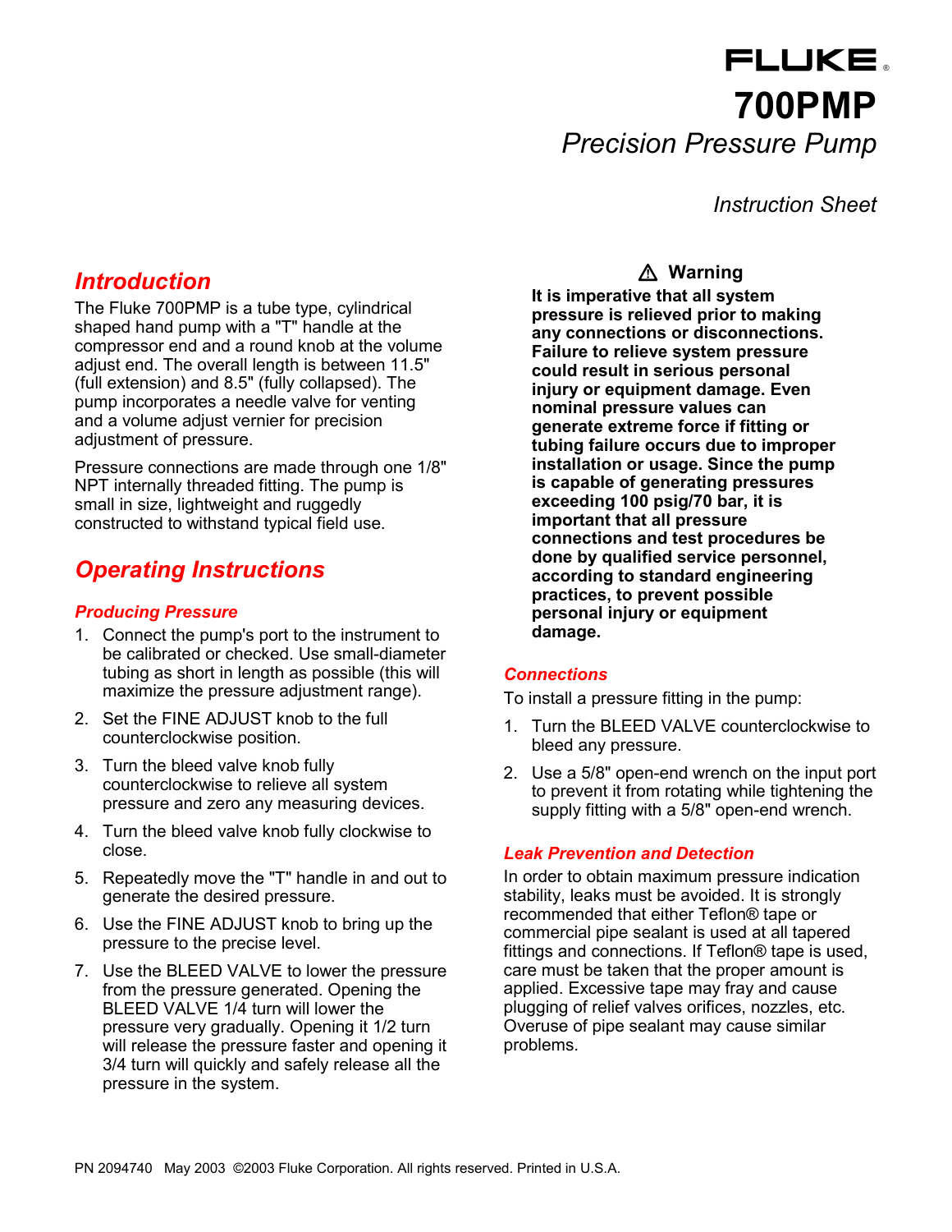# FLUKE

# 700PMP

## *Precision Pressure Pump*

*Instruction Sheet*

## Introduction

The Fluke 700PMP is a tube type, cylindrical shaped hand pump with a "T" handle at the compressor end and a round knob at the volume adjust end. The overall length is between 11.5" (full extension) and 8.5" (fully collapsed). The pump incorporates a needle valve for venting and a volume adjust vernier for precision adjustment of pressure.

Pressure connections are made through one 1/8" NPT internally threaded fitting. The pump is small in size, lightweight and ruggedly constructed to withstand typical field use.

## Operating Instructions

### Producing Pressure

1. Connect the pump's port to the instrument to be calibrated or checked. Use small-diameter tubing as short in length as possible (this will maximize the pressure adjustment range).
2. Set the FINE ADJUST knob to the full counterclockwise position.
3. Turn the bleed valve knob fully counterclockwise to relieve all system pressure and zero any measuring devices.
4. Turn the bleed valve knob fully clockwise to close.
5. Repeatedly move the "T" handle in and out to generate the desired pressure.
6. Use the FINE ADJUST knob to bring up the pressure to the precise level.
7. Use the BLEED VALVE to lower the pressure from the pressure generated. Opening the BLEED VALVE 1/4 turn will lower the pressure very gradually. Opening it 1/2 turn will release the pressure faster and opening it 3/4 turn will quickly and safely release all the pressure in the system.

**⚠ Warning**

**It is imperative that all system pressure is relieved prior to making any connections or disconnections. Failure to relieve system pressure could result in serious personal injury or equipment damage. Even nominal pressure values can generate extreme force if fitting or tubing failure occurs due to improper installation or usage. Since the pump is capable of generating pressures exceeding 100 psig/70 bar, it is important that all pressure connections and test procedures be done by qualified service personnel, according to standard engineering practices, to prevent possible personal injury or equipment damage.**

### Connections

To install a pressure fitting in the pump:

1. Turn the BLEED VALVE counterclockwise to bleed any pressure.
2. Use a 5/8" open-end wrench on the input port to prevent it from rotating while tightening the supply fitting with a 5/8" open-end wrench.

### Leak Prevention and Detection

In order to obtain maximum pressure indication stability, leaks must be avoided. It is strongly recommended that either Teflon® tape or commercial pipe sealant is used at all tapered fittings and connections. If Teflon® tape is used, care must be taken that the proper amount is applied. Excessive tape may fray and cause plugging of relief valves orifices, nozzles, etc. Overuse of pipe sealant may cause similar problems.

PN 2094740 May 2003 ©2003 Fluke Corporation. All rights reserved. Printed in U.S.A.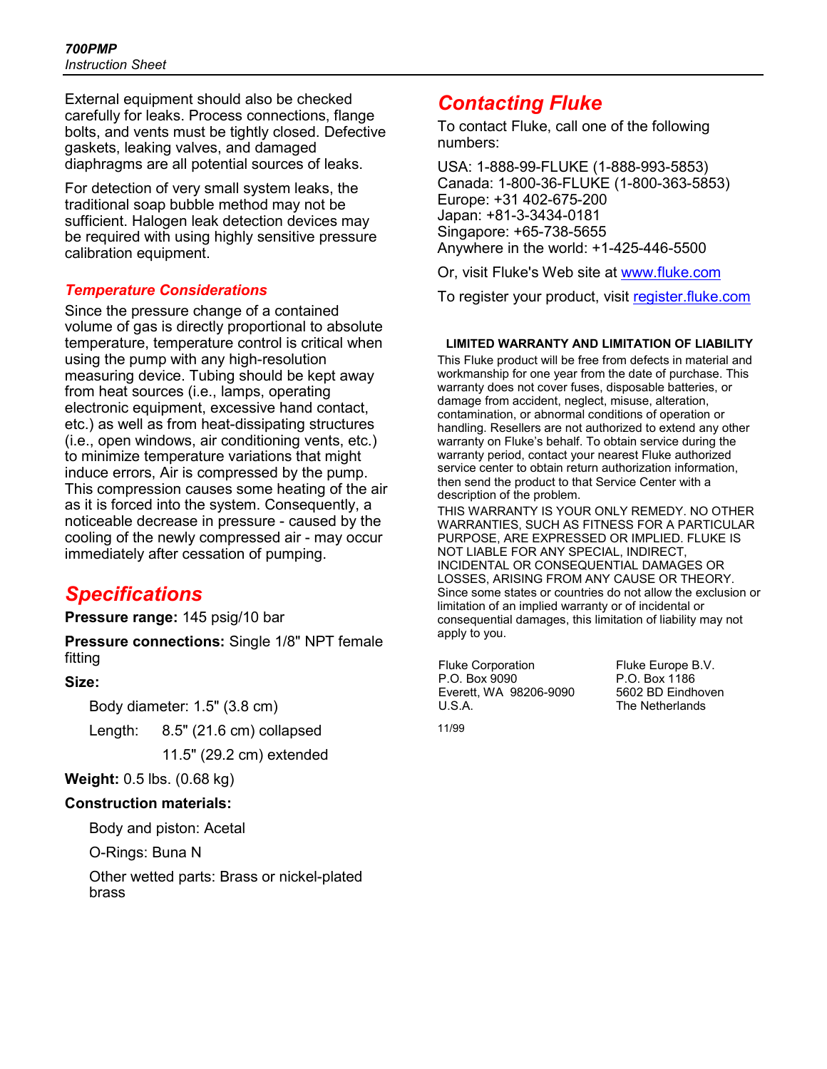External equipment should also be checked carefully for leaks. Process connections, flange bolts, and vents must be tightly closed. Defective gaskets, leaking valves, and damaged diaphragms are all potential sources of leaks.

For detection of very small system leaks, the traditional soap bubble method may not be sufficient. Halogen leak detection devices may be required with using highly sensitive pressure calibration equipment.

### *Temperature Considerations*

Since the pressure change of a contained volume of gas is directly proportional to absolute temperature, temperature control is critical when using the pump with any high-resolution measuring device. Tubing should be kept away from heat sources (i.e., lamps, operating electronic equipment, excessive hand contact, etc.) as well as from heat-dissipating structures (i.e., open windows, air conditioning vents, etc.) to minimize temperature variations that might induce errors, Air is compressed by the pump. This compression causes some heating of the air as it is forced into the system. Consequently, a noticeable decrease in pressure - caused by the cooling of the newly compressed air - may occur immediately after cessation of pumping.

## *Specifications*

**Pressure range:** 145 psig/10 bar

**Pressure connections:** Single 1/8" NPT female fitting

**Size:**

Body diameter: 1.5" (3.8 cm)

Length: 8.5" (21.6 cm) collapsed

11.5" (29.2 cm) extended

**Weight:** 0.5 lbs. (0.68 kg)

**Construction materials:**

Body and piston: Acetal

O-Rings: Buna N

Other wetted parts: Brass or nickel-plated brass

## *Contacting Fluke*

To contact Fluke, call one of the following numbers:

USA: 1-888-99-FLUKE (1-888-993-5853)
Canada: 1-800-36-FLUKE (1-800-363-5853)
Europe: +31 402-675-200
Japan: +81-3-3434-0181
Singapore: +65-738-5655
Anywhere in the world: +1-425-446-5500

Or, visit Fluke's Web site at www.fluke.com

To register your product, visit register.fluke.com

**LIMITED WARRANTY AND LIMITATION OF LIABILITY**

This Fluke product will be free from defects in material and workmanship for one year from the date of purchase. This warranty does not cover fuses, disposable batteries, or damage from accident, neglect, misuse, alteration, contamination, or abnormal conditions of operation or handling. Resellers are not authorized to extend any other warranty on Fluke's behalf. To obtain service during the warranty period, contact your nearest Fluke authorized service center to obtain return authorization information, then send the product to that Service Center with a description of the problem.

THIS WARRANTY IS YOUR ONLY REMEDY. NO OTHER WARRANTIES, SUCH AS FITNESS FOR A PARTICULAR PURPOSE, ARE EXPRESSED OR IMPLIED. FLUKE IS NOT LIABLE FOR ANY SPECIAL, INDIRECT, INCIDENTAL OR CONSEQUENTIAL DAMAGES OR LOSSES, ARISING FROM ANY CAUSE OR THEORY. Since some states or countries do not allow the exclusion or limitation of an implied warranty or of incidental or consequential damages, this limitation of liability may not apply to you.

Fluke Corporation
P.O. Box 9090
Everett, WA 98206-9090
U.S.A.

Fluke Europe B.V.
P.O. Box 1186
5602 BD Eindhoven
The Netherlands

11/99